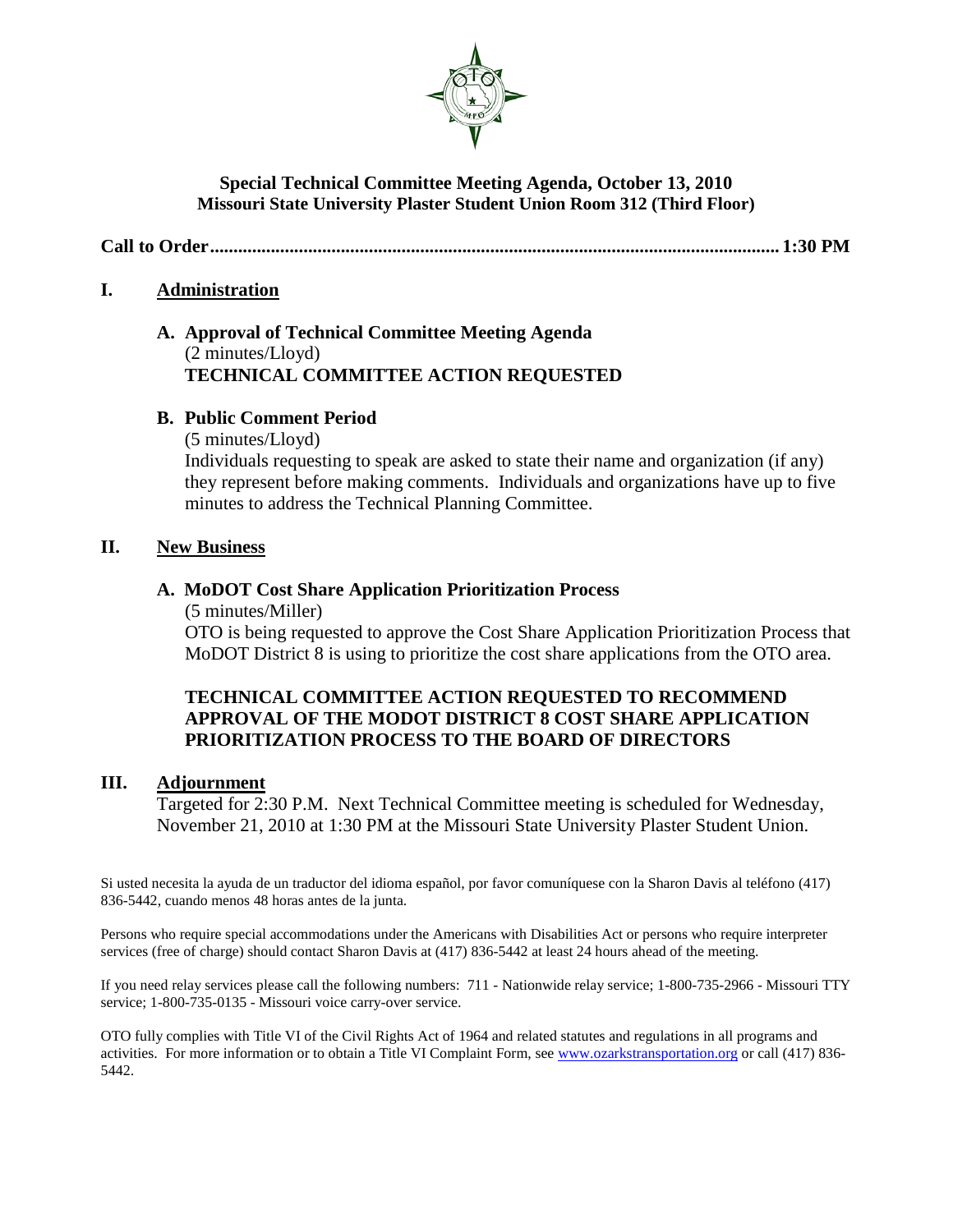**Special Technical Committee Meeting Agenda, October 13, 2010**
**Missouri State University Plaster Student Union Room 312 (Third Floor)**

**Call to Order.......................................................................................................................... 1:30 PM**

## I. Administration

### A. Approval of Technical Committee Meeting Agenda

(2 minutes/Lloyd)
**TECHNICAL COMMITTEE ACTION REQUESTED**

### B. Public Comment Period

(5 minutes/Lloyd)
Individuals requesting to speak are asked to state their name and organization (if any) they represent before making comments. Individuals and organizations have up to five minutes to address the Technical Planning Committee.

## II. New Business

### A. MoDOT Cost Share Application Prioritization Process

(5 minutes/Miller)
OTO is being requested to approve the Cost Share Application Prioritization Process that MoDOT District 8 is using to prioritize the cost share applications from the OTO area.

**TECHNICAL COMMITTEE ACTION REQUESTED TO RECOMMEND APPROVAL OF THE MODOT DISTRICT 8 COST SHARE APPLICATION PRIORITIZATION PROCESS TO THE BOARD OF DIRECTORS**

## III. Adjournment

Targeted for 2:30 P.M. Next Technical Committee meeting is scheduled for Wednesday, November 21, 2010 at 1:30 PM at the Missouri State University Plaster Student Union.

Si usted necesita la ayuda de un traductor del idioma español, por favor comuníquese con la Sharon Davis al teléfono (417) 836-5442, cuando menos 48 horas antes de la junta.

Persons who require special accommodations under the Americans with Disabilities Act or persons who require interpreter services (free of charge) should contact Sharon Davis at (417) 836-5442 at least 24 hours ahead of the meeting.

If you need relay services please call the following numbers: 711 - Nationwide relay service; 1-800-735-2966 - Missouri TTY service; 1-800-735-0135 - Missouri voice carry-over service.

OTO fully complies with Title VI of the Civil Rights Act of 1964 and related statutes and regulations in all programs and activities. For more information or to obtain a Title VI Complaint Form, see www.ozarkstransportation.org or call (417) 836-5442.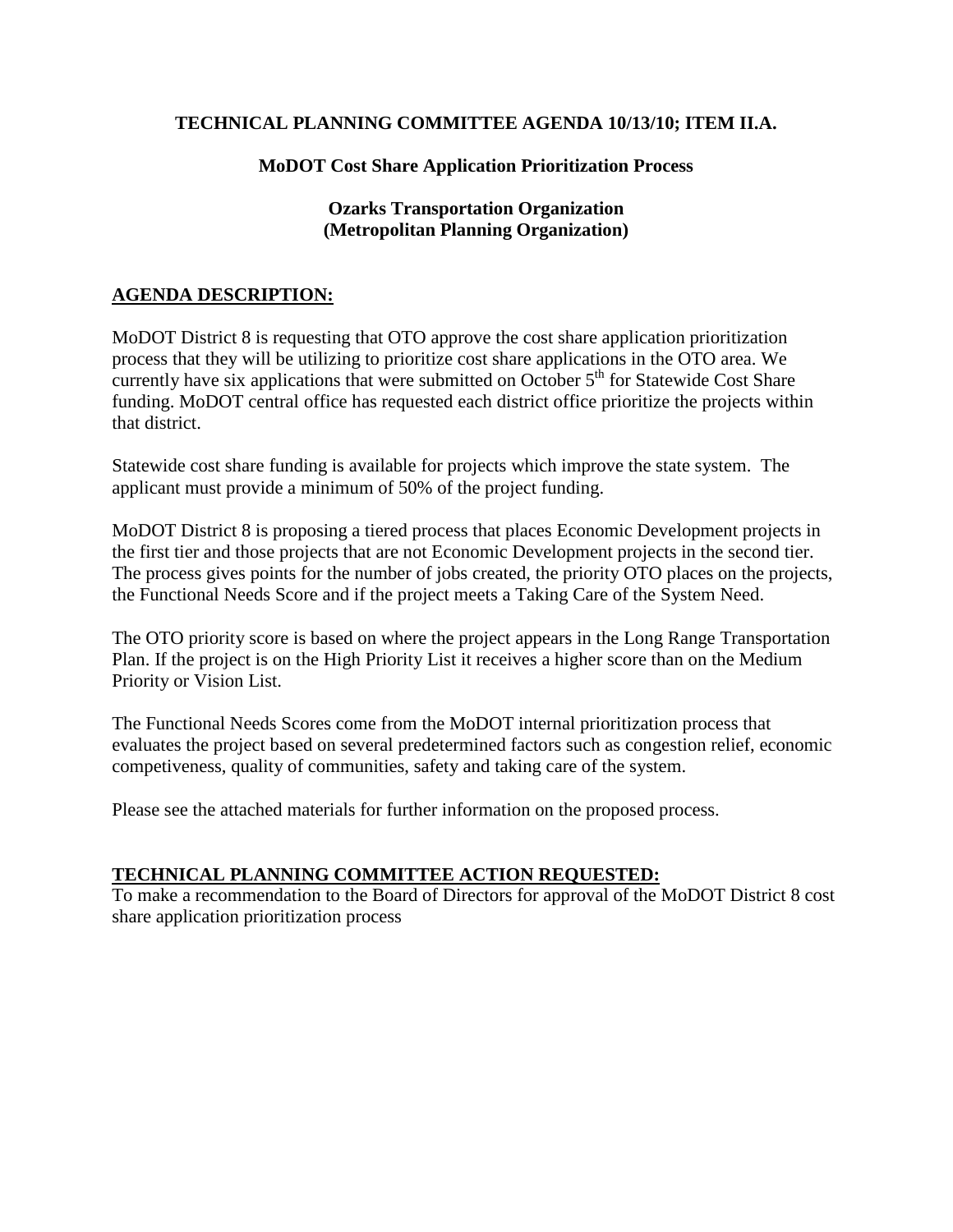**TECHNICAL PLANNING COMMITTEE AGENDA 10/13/10; ITEM II.A.**

**MoDOT Cost Share Application Prioritization Process**

**Ozarks Transportation Organization**
**(Metropolitan Planning Organization)**

## AGENDA DESCRIPTION:

MoDOT District 8 is requesting that OTO approve the cost share application prioritization process that they will be utilizing to prioritize cost share applications in the OTO area. We currently have six applications that were submitted on October 5th for Statewide Cost Share funding. MoDOT central office has requested each district office prioritize the projects within that district.

Statewide cost share funding is available for projects which improve the state system. The applicant must provide a minimum of 50% of the project funding.

MoDOT District 8 is proposing a tiered process that places Economic Development projects in the first tier and those projects that are not Economic Development projects in the second tier. The process gives points for the number of jobs created, the priority OTO places on the projects, the Functional Needs Score and if the project meets a Taking Care of the System Need.

The OTO priority score is based on where the project appears in the Long Range Transportation Plan. If the project is on the High Priority List it receives a higher score than on the Medium Priority or Vision List.

The Functional Needs Scores come from the MoDOT internal prioritization process that evaluates the project based on several predetermined factors such as congestion relief, economic competiveness, quality of communities, safety and taking care of the system.

Please see the attached materials for further information on the proposed process.

## TECHNICAL PLANNING COMMITTEE ACTION REQUESTED:

To make a recommendation to the Board of Directors for approval of the MoDOT District 8 cost share application prioritization process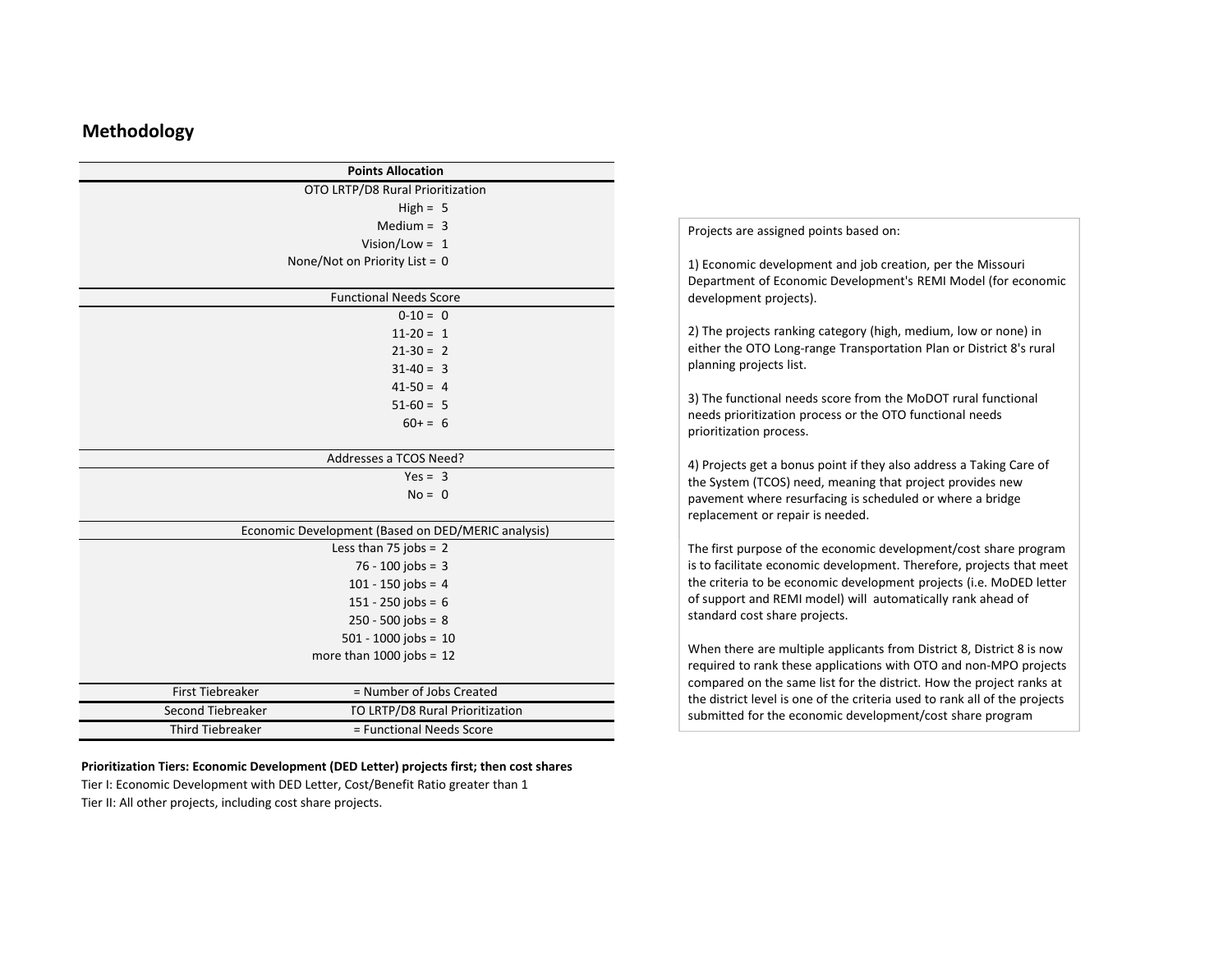## Methodology

| Points Allocation | |
|---|---|
| **OTO LRTP/D8 Rural Prioritization** | |
| High = | 5 |
| Medium = | 3 |
| Vision/Low = | 1 |
| None/Not on Priority List = | 0 |
| **Functional Needs Score** | |
| 0-10 = | 0 |
| 11-20 = | 1 |
| 21-30 = | 2 |
| 31-40 = | 3 |
| 41-50 = | 4 |
| 51-60 = | 5 |
| 60+ = | 6 |
| **Addresses a TCOS Need?** | |
| Yes = | 3 |
| No = | 0 |
| **Economic Development (Based on DED/MERIC analysis)** | |
| Less than 75 jobs = | 2 |
| 76 - 100 jobs = | 3 |
| 101 - 150 jobs = | 4 |
| 151 - 250 jobs = | 6 |
| 250 - 500 jobs = | 8 |
| 501 - 1000 jobs = | 10 |
| more than 1000 jobs = | 12 |
| First Tiebreaker | = Number of Jobs Created |
| Second Tiebreaker | TO LRTP/D8 Rural Prioritization |
| Third Tiebreaker | = Functional Needs Score |

**Prioritization Tiers: Economic Development (DED Letter) projects first; then cost shares**

Tier I: Economic Development with DED Letter, Cost/Benefit Ratio greater than 1

Tier II: All other projects, including cost share projects.

Projects are assigned points based on:

1) Economic development and job creation, per the Missouri Department of Economic Development's REMI Model (for economic development projects).

2) The projects ranking category (high, medium, low or none) in either the OTO Long-range Transportation Plan or District 8's rural planning projects list.

3) The functional needs score from the MoDOT rural functional needs prioritization process or the OTO functional needs prioritization process.

4) Projects get a bonus point if they also address a Taking Care of the System (TCOS) need, meaning that project provides new pavement where resurfacing is scheduled or where a bridge replacement or repair is needed.

The first purpose of the economic development/cost share program is to facilitate economic development. Therefore, projects that meet the criteria to be economic development projects (i.e. MoDED letter of support and REMI model) will automatically rank ahead of standard cost share projects.

When there are multiple applicants from District 8, District 8 is now required to rank these applications with OTO and non-MPO projects compared on the same list for the district. How the project ranks at the district level is one of the criteria used to rank all of the projects submitted for the economic development/cost share program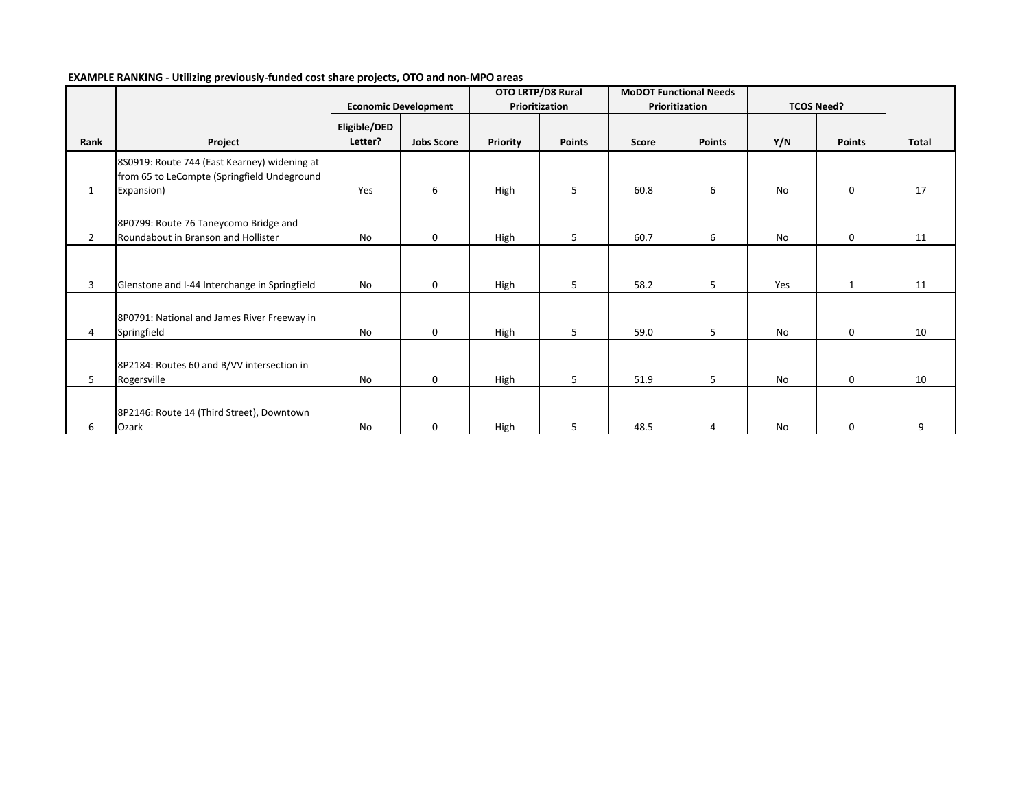**EXAMPLE RANKING - Utilizing previously-funded cost share projects, OTO and non-MPO areas**

| | | Economic Development | | OTO LRTP/D8 Rural Prioritization | | MoDOT Functional Needs Prioritization | | TCOS Need? | | |
|---|---|---|---|---|---|---|---|---|---|---|
| Rank | Project | Eligible/DED Letter? | Jobs Score | Priority | Points | Score | Points | Y/N | Points | Total |
| 1 | 8S0919: Route 744 (East Kearney) widening at from 65 to LeCompte (Springfield Undeground Expansion) | Yes | 6 | High | 5 | 60.8 | 6 | No | 0 | 17 |
| 2 | 8P0799: Route 76 Taneycomo Bridge and Roundabout in Branson and Hollister | No | 0 | High | 5 | 60.7 | 6 | No | 0 | 11 |
| 3 | Glenstone and I-44 Interchange in Springfield | No | 0 | High | 5 | 58.2 | 5 | Yes | 1 | 11 |
| 4 | 8P0791: National and James River Freeway in Springfield | No | 0 | High | 5 | 59.0 | 5 | No | 0 | 10 |
| 5 | 8P2184: Routes 60 and B/VV intersection in Rogersville | No | 0 | High | 5 | 51.9 | 5 | No | 0 | 10 |
| 6 | 8P2146: Route 14 (Third Street), Downtown Ozark | No | 0 | High | 5 | 48.5 | 4 | No | 0 | 9 |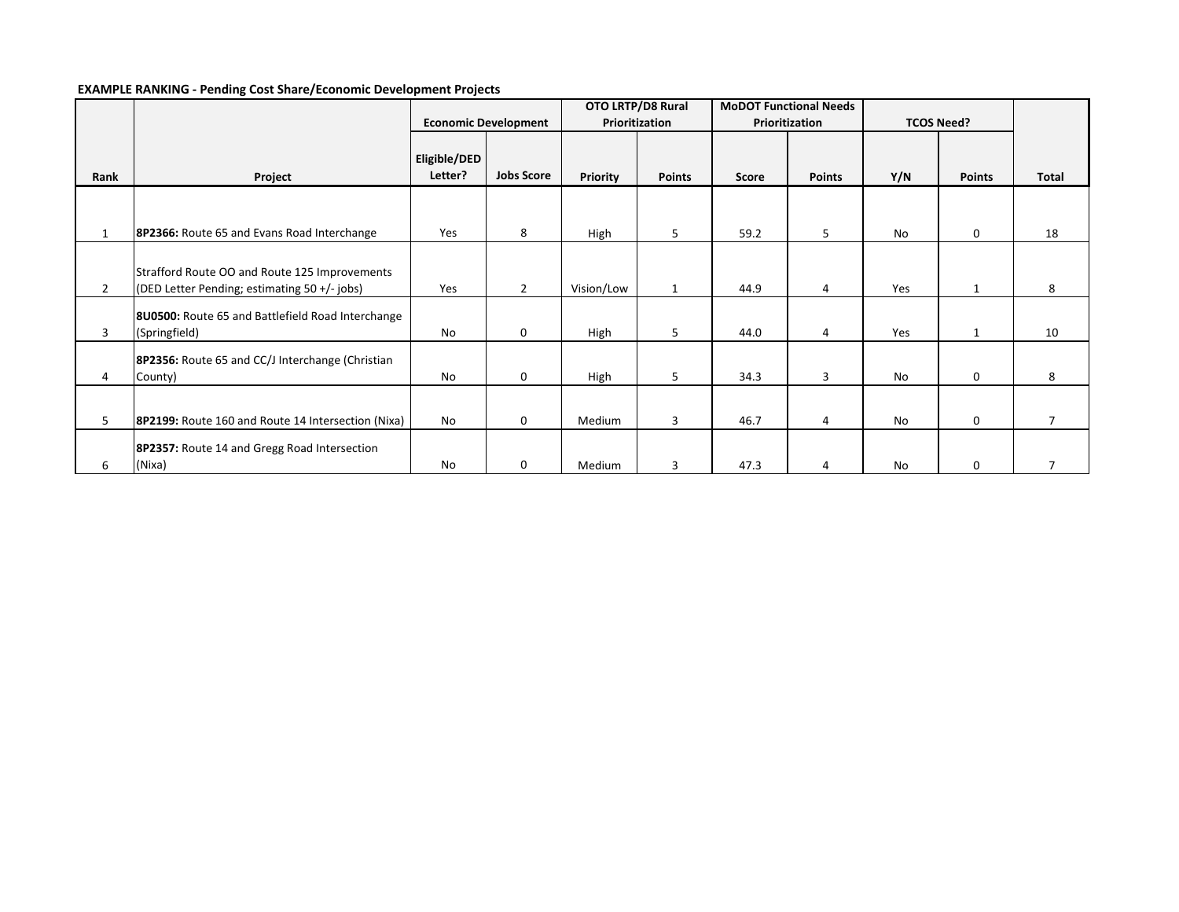**EXAMPLE RANKING - Pending Cost Share/Economic Development Projects**

| | | Economic Development | | OTO LRTP/D8 Rural Prioritization | | MoDOT Functional Needs Prioritization | | TCOS Need? | | |
|---|---|---|---|---|---|---|---|---|---|---|
| Rank | Project | Eligible/DED Letter? | Jobs Score | Priority | Points | Score | Points | Y/N | Points | Total |
| 1 | **8P2366:** Route 65 and Evans Road Interchange | Yes | 8 | High | 5 | 59.2 | 5 | No | 0 | 18 |
| 2 | Strafford Route OO and Route 125 Improvements (DED Letter Pending; estimating 50 +/- jobs) | Yes | 2 | Vision/Low | 1 | 44.9 | 4 | Yes | 1 | 8 |
| 3 | **8U0500:** Route 65 and Battlefield Road Interchange (Springfield) | No | 0 | High | 5 | 44.0 | 4 | Yes | 1 | 10 |
| 4 | **8P2356:** Route 65 and CC/J Interchange (Christian County) | No | 0 | High | 5 | 34.3 | 3 | No | 0 | 8 |
| 5 | **8P2199:** Route 160 and Route 14 Intersection (Nixa) | No | 0 | Medium | 3 | 46.7 | 4 | No | 0 | 7 |
| 6 | **8P2357:** Route 14 and Gregg Road Intersection (Nixa) | No | 0 | Medium | 3 | 47.3 | 4 | No | 0 | 7 |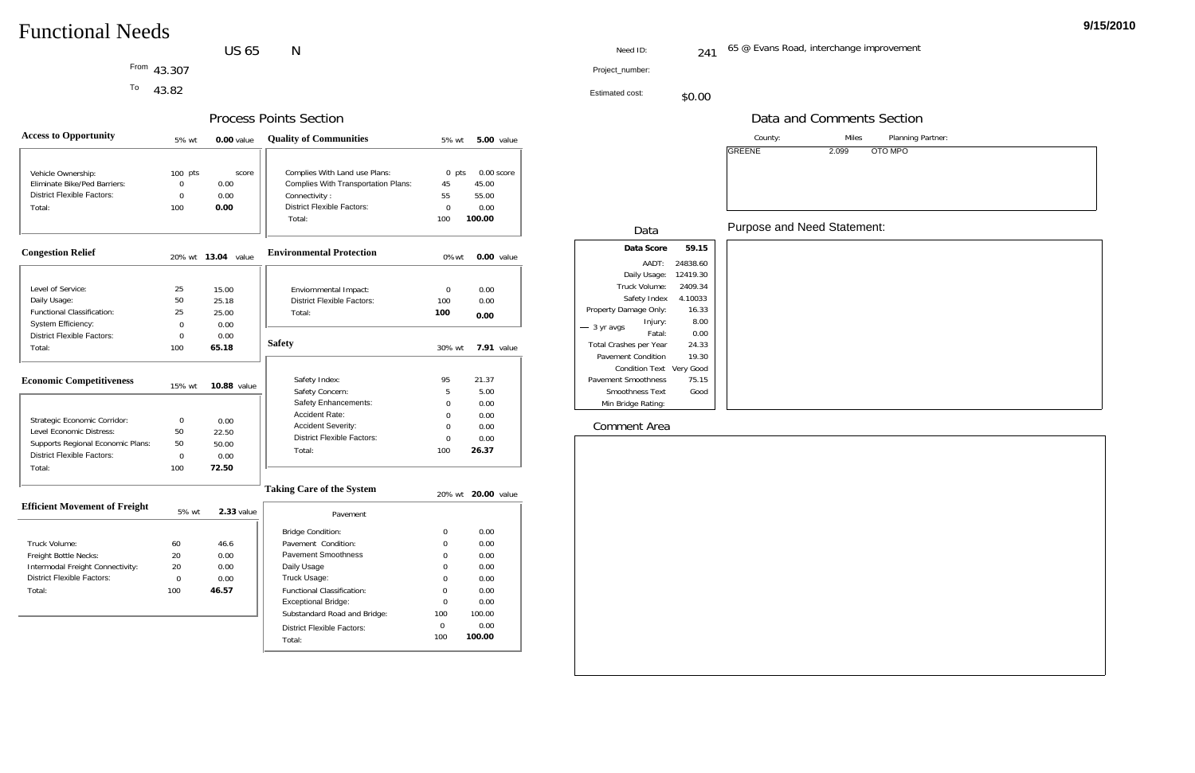# Functional Needs

9/15/2010

US 65 N

From 43.307

To 43.82

Need ID: 241 — 65 @ Evans Road, interchange improvement

Project_number:

Estimated cost: $0.00

## Process Points Section

### Access to Opportunity

5% wt — **0.00** value

| | pts | score |
|---|---|---|
| Vehicle Ownership: | 100 | |
| Eliminate Bike/Ped Barriers: | 0 | 0.00 |
| District Flexible Factors: | 0 | 0.00 |
| Total: | 100 | **0.00** |

### Quality of Communities

5% wt — **5.00** value

| | pts | score |
|---|---|---|
| Complies With Land use Plans: | 0 | 0.00 |
| Complies With Transportation Plans: | 45 | 45.00 |
| Connectivity : | 55 | 55.00 |
| District Flexible Factors: | 0 | 0.00 |
| Total: | 100 | **100.00** |

### Congestion Relief

20% wt — **13.04** value

| | | |
|---|---|---|
| Level of Service: | 25 | 15.00 |
| Daily Usage: | 50 | 25.18 |
| Functional Classification: | 25 | 25.00 |
| System Efficiency: | 0 | 0.00 |
| District Flexible Factors: | 0 | 0.00 |
| Total: | 100 | **65.18** |

### Environmental Protection

0% wt — **0.00** value

| | | |
|---|---|---|
| Enviornmental Impact: | 0 | 0.00 |
| District Flexible Factors: | 100 | 0.00 |
| Total: | **100** | **0.00** |

### Economic Competitiveness

15% wt — **10.88** value

| | | |
|---|---|---|
| Strategic Economic Corridor: | 0 | 0.00 |
| Level Economic Distress: | 50 | 22.50 |
| Supports Regional Economic Plans: | 50 | 50.00 |
| District Flexible Factors: | 0 | 0.00 |
| Total: | 100 | **72.50** |

### Safety

30% wt — **7.91** value

| | | |
|---|---|---|
| Safety Index: | 95 | 21.37 |
| Safety Concern: | 5 | 5.00 |
| Safety Enhancements: | 0 | 0.00 |
| Accident Rate: | 0 | 0.00 |
| Accident Severity: | 0 | 0.00 |
| District Flexible Factors: | 0 | 0.00 |
| Total: | 100 | **26.37** |

### Efficient Movement of Freight

5% wt — **2.33** value

| | | |
|---|---|---|
| Truck Volume: | 60 | 46.6 |
| Freight Bottle Necks: | 20 | 0.00 |
| Intermodal Freight Connectivity: | 20 | 0.00 |
| District Flexible Factors: | 0 | 0.00 |
| Total: | 100 | **46.57** |

### Taking Care of the System

20% wt — **20.00** value

Pavement

| | | |
|---|---|---|
| Bridge Condition: | 0 | 0.00 |
| Pavement Condition: | 0 | 0.00 |
| Pavement Smoothness | 0 | 0.00 |
| Daily Usage | 0 | 0.00 |
| Truck Usage: | 0 | 0.00 |
| Functional Classification: | 0 | 0.00 |
| Exceptional Bridge: | 0 | 0.00 |
| Substandard Road and Bridge: | 100 | 100.00 |
| District Flexible Factors: | 0 | 0.00 |
| Total: | 100 | **100.00** |

## Data and Comments Section

| County: | Miles | Planning Partner: |
|---|---|---|
| GREENE | 2.099 | OTO MPO |

### Data

| | |
|---|---|
| **Data Score** | **59.15** |
| AADT: | 24838.60 |
| Daily Usage: | 12419.30 |
| Truck Volume: | 2409.34 |
| Safety Index | 4.10033 |
| Property Damage Only: | 16.33 |
| 3 yr avgs — Injury: | 8.00 |
| 3 yr avgs — Fatal: | 0.00 |
| Total Crashes per Year | 24.33 |
| Pavement Condition | 19.30 |
| Condition Text | Very Good |
| Pavement Smoothness | 75.15 |
| Smoothness Text | Good |
| Min Bridge Rating: | |

### Purpose and Need Statement:

### Comment Area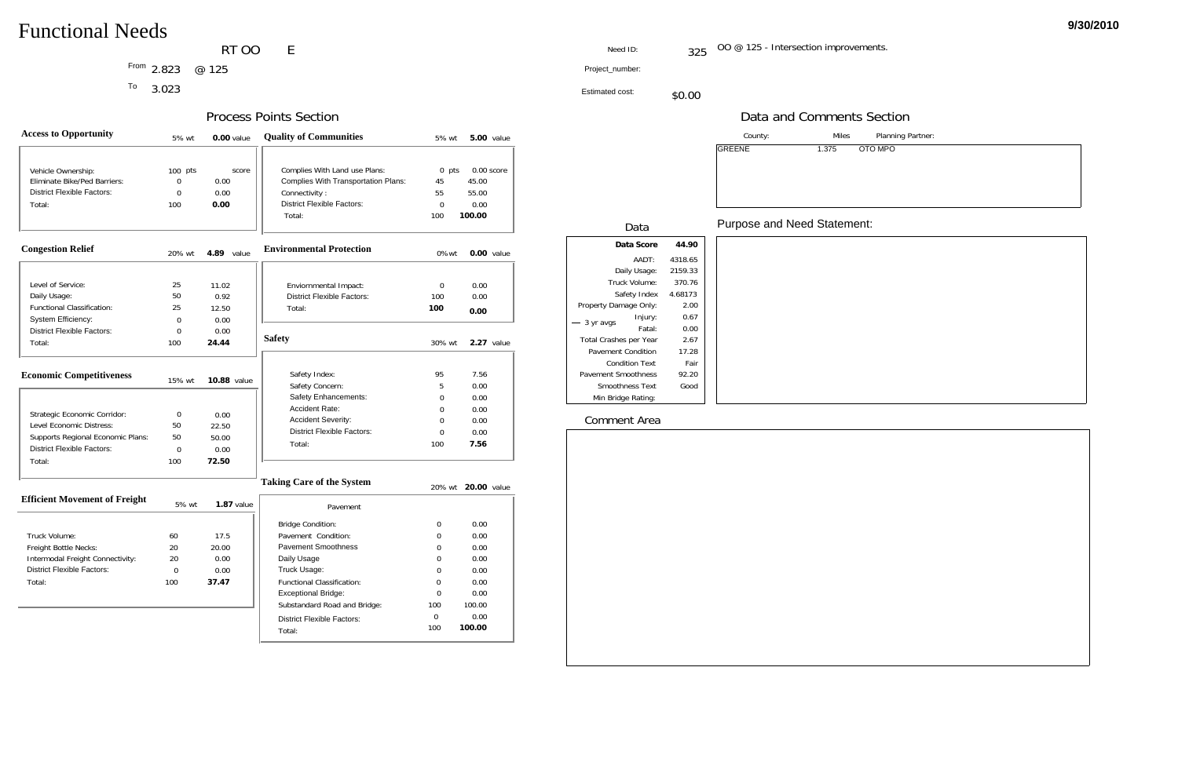# Functional Needs

9/30/2010

RT OO E

From 2.823 @ 125

To 3.023

Need ID: 325 OO @ 125 - Intersection improvements.

Project_number:

Estimated cost: $0.00

## Process Points Section

### Access to Opportunity

5% wt 0.00 value

| | pts | score |
|---|---|---|
| Vehicle Ownership: | 100 | |
| Eliminate Bike/Ped Barriers: | 0 | 0.00 |
| District Flexible Factors: | 0 | 0.00 |
| Total: | 100 | **0.00** |

### Quality of Communities

5% wt 5.00 value

| | pts | score |
|---|---|---|
| Complies With Land use Plans: | 0 | 0.00 |
| Complies With Transportation Plans: | 45 | 45.00 |
| Connectivity : | 55 | 55.00 |
| District Flexible Factors: | 0 | 0.00 |
| Total: | 100 | **100.00** |

### Congestion Relief

20% wt 4.89 value

| | | |
|---|---|---|
| Level of Service: | 25 | 11.02 |
| Daily Usage: | 50 | 0.92 |
| Functional Classification: | 25 | 12.50 |
| System Efficiency: | 0 | 0.00 |
| District Flexible Factors: | 0 | 0.00 |
| Total: | 100 | **24.44** |

### Environmental Protection

0% wt 0.00 value

| | | |
|---|---|---|
| Enviornmental Impact: | 0 | 0.00 |
| District Flexible Factors: | 100 | 0.00 |
| Total: | **100** | **0.00** |

### Economic Competitiveness

15% wt 10.88 value

| | | |
|---|---|---|
| Strategic Economic Corridor: | 0 | 0.00 |
| Level Economic Distress: | 50 | 22.50 |
| Supports Regional Economic Plans: | 50 | 50.00 |
| District Flexible Factors: | 0 | 0.00 |
| Total: | 100 | **72.50** |

### Safety

30% wt 2.27 value

| | | |
|---|---|---|
| Safety Index: | 95 | 7.56 |
| Safety Concern: | 5 | 0.00 |
| Safety Enhancements: | 0 | 0.00 |
| Accident Rate: | 0 | 0.00 |
| Accident Severity: | 0 | 0.00 |
| District Flexible Factors: | 0 | 0.00 |
| Total: | 100 | **7.56** |

### Efficient Movement of Freight

5% wt 1.87 value

| | | |
|---|---|---|
| Truck Volume: | 60 | 17.5 |
| Freight Bottle Necks: | 20 | 20.00 |
| Intermodal Freight Connectivity: | 20 | 0.00 |
| District Flexible Factors: | 0 | 0.00 |
| Total: | 100 | **37.47** |

### Taking Care of the System

20% wt 20.00 value

Pavement

| | | |
|---|---|---|
| Bridge Condition: | 0 | 0.00 |
| Pavement Condition: | 0 | 0.00 |
| Pavement Smoothness | 0 | 0.00 |
| Daily Usage | 0 | 0.00 |
| Truck Usage: | 0 | 0.00 |
| Functional Classification: | 0 | 0.00 |
| Exceptional Bridge: | 0 | 0.00 |
| Substandard Road and Bridge: | 100 | 100.00 |
| District Flexible Factors: | 0 | 0.00 |
| Total: | 100 | **100.00** |

## Data and Comments Section

| County: | Miles | Planning Partner: |
|---|---|---|
| GREENE | 1.375 | OTO MPO |

### Data

| | |
|---|---|
| **Data Score** | **44.90** |
| AADT: | 4318.65 |
| Daily Usage: | 2159.33 |
| Truck Volume: | 370.76 |
| Safety Index | 4.68173 |
| Property Damage Only: | 2.00 |
| 3 yr avgs Injury: | 0.67 |
| Fatal: | 0.00 |
| Total Crashes per Year | 2.67 |
| Pavement Condition | 17.28 |
| Condition Text | Fair |
| Pavement Smoothness | 92.20 |
| Smoothness Text | Good |
| Min Bridge Rating: | |

### Purpose and Need Statement:

### Comment Area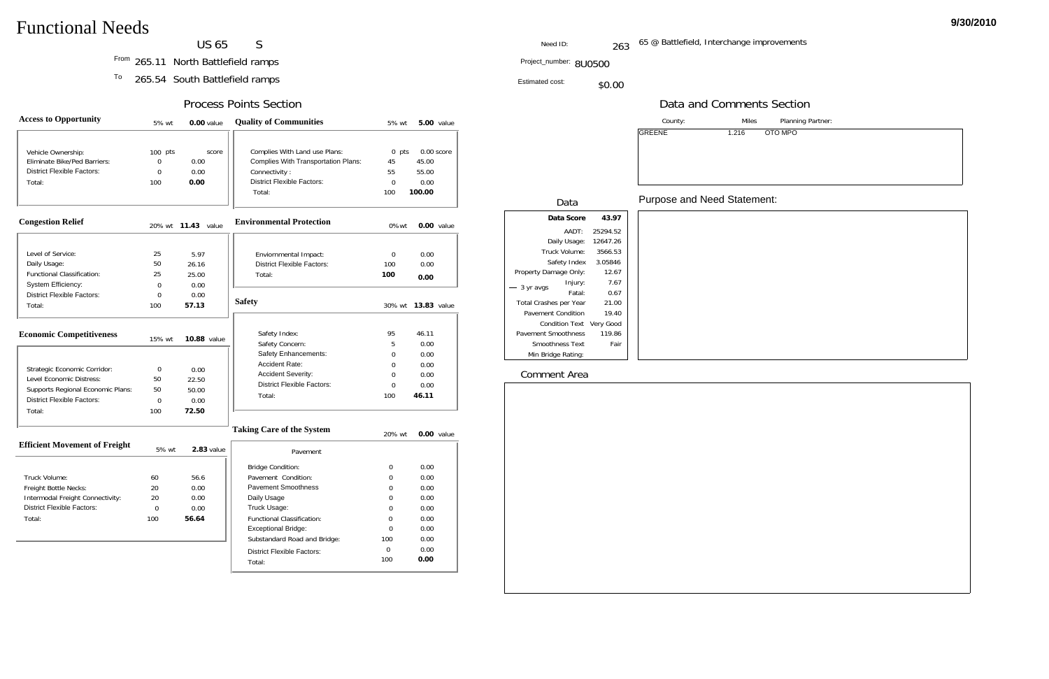# Functional Needs

9/30/2010

US 65 S

From 265.11 North Battlefield ramps

To 265.54 South Battlefield ramps

Need ID: 263 65 @ Battlefield, Interchange improvements

Project_number: 8U0500

Estimated cost: $0.00

## Process Points Section

### Access to Opportunity

5% wt 0.00 value

| | pts | score |
|---|---|---|
| Vehicle Ownership: | 100 | |
| Eliminate Bike/Ped Barriers: | 0 | 0.00 |
| District Flexible Factors: | 0 | 0.00 |
| Total: | 100 | **0.00** |

### Quality of Communities

5% wt **5.00** value

| | pts | score |
|---|---|---|
| Complies With Land use Plans: | 0 | 0.00 |
| Complies With Transportation Plans: | 45 | 45.00 |
| Connectivity : | 55 | 55.00 |
| District Flexible Factors: | 0 | 0.00 |
| Total: | 100 | **100.00** |

### Congestion Relief

20% wt **11.43** value

| | | |
|---|---|---|
| Level of Service: | 25 | 5.97 |
| Daily Usage: | 50 | 26.16 |
| Functional Classification: | 25 | 25.00 |
| System Efficiency: | 0 | 0.00 |
| District Flexible Factors: | 0 | 0.00 |
| Total: | 100 | **57.13** |

### Environmental Protection

0% wt **0.00** value

| | | |
|---|---|---|
| Enviornmental Impact: | 0 | 0.00 |
| District Flexible Factors: | 100 | 0.00 |
| Total: | **100** | **0.00** |

### Safety

30% wt **13.83** value

| | | |
|---|---|---|
| Safety Index: | 95 | 46.11 |
| Safety Concern: | 5 | 0.00 |
| Safety Enhancements: | 0 | 0.00 |
| Accident Rate: | 0 | 0.00 |
| Accident Severity: | 0 | 0.00 |
| District Flexible Factors: | 0 | 0.00 |
| Total: | 100 | **46.11** |

### Economic Competitiveness

15% wt **10.88** value

| | | |
|---|---|---|
| Strategic Economic Corridor: | 0 | 0.00 |
| Level Economic Distress: | 50 | 22.50 |
| Supports Regional Economic Plans: | 50 | 50.00 |
| District Flexible Factors: | 0 | 0.00 |
| Total: | 100 | **72.50** |

### Taking Care of the System

20% wt **0.00** value

Pavement

| | | |
|---|---|---|
| Bridge Condition: | 0 | 0.00 |
| Pavement Condition: | 0 | 0.00 |
| Pavement Smoothness | 0 | 0.00 |
| Daily Usage | 0 | 0.00 |
| Truck Usage: | 0 | 0.00 |
| Functional Classification: | 0 | 0.00 |
| Exceptional Bridge: | 0 | 0.00 |
| Substandard Road and Bridge: | 100 | 0.00 |
| District Flexible Factors: | 0 | 0.00 |
| Total: | 100 | **0.00** |

### Efficient Movement of Freight

5% wt **2.83** value

| | | |
|---|---|---|
| Truck Volume: | 60 | 56.6 |
| Freight Bottle Necks: | 20 | 0.00 |
| Intermodal Freight Connectivity: | 20 | 0.00 |
| District Flexible Factors: | 0 | 0.00 |
| Total: | 100 | **56.64** |

## Data and Comments Section

| County: | Miles | Planning Partner: |
|---|---|---|
| GREENE | 1.216 | OTO MPO |

### Data

| | |
|---|---|
| **Data Score** | **43.97** |
| AADT: | 25294.52 |
| Daily Usage: | 12647.26 |
| Truck Volume: | 3566.53 |
| Safety Index | 3.05846 |
| Property Damage Only: | 12.67 |
| 3 yr avgs — Injury: | 7.67 |
| Fatal: | 0.67 |
| Total Crashes per Year | 21.00 |
| Pavement Condition | 19.40 |
| Condition Text | Very Good |
| Pavement Smoothness | 119.86 |
| Smoothness Text | Fair |
| Min Bridge Rating: | |

### Purpose and Need Statement:

### Comment Area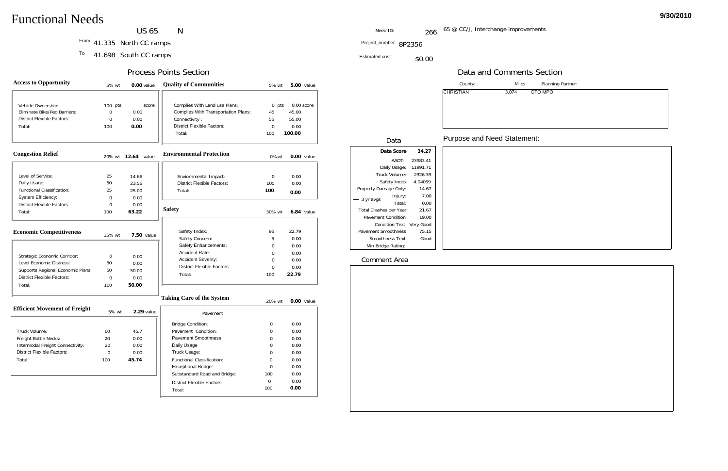# Functional Needs

9/30/2010

US 65 N

From 41.335 North CC ramps

To 41.698 South CC ramps

Need ID: 266 — 65 @ CC/J, Interchange improvements

Project_number: 8P2356

Estimated cost: $0.00

## Process Points Section

### Access to Opportunity

5% wt — 0.00 value

| | pts | score |
|---|---|---|
| Vehicle Ownership: | 100 | |
| Eliminate Bike/Ped Barriers: | 0 | 0.00 |
| District Flexible Factors: | 0 | 0.00 |
| Total: | 100 | **0.00** |

### Congestion Relief

20% wt — **12.64** value

| | | |
|---|---|---|
| Level of Service: | 25 | 14.66 |
| Daily Usage: | 50 | 23.56 |
| Functional Classification: | 25 | 25.00 |
| System Efficiency: | 0 | 0.00 |
| District Flexible Factors: | 0 | 0.00 |
| Total: | 100 | **63.22** |

### Economic Competitiveness

15% wt — **7.50** value

| | | |
|---|---|---|
| Strategic Economic Corridor: | 0 | 0.00 |
| Level Economic Distress: | 50 | 0.00 |
| Supports Regional Economic Plans: | 50 | 50.00 |
| District Flexible Factors: | 0 | 0.00 |
| Total: | 100 | **50.00** |

### Efficient Movement of Freight

5% wt — **2.29** value

| | | |
|---|---|---|
| Truck Volume: | 60 | 45.7 |
| Freight Bottle Necks: | 20 | 0.00 |
| Intermodal Freight Connectivity: | 20 | 0.00 |
| District Flexible Factors: | 0 | 0.00 |
| Total: | 100 | **45.74** |

### Quality of Communities

5% wt — **5.00** value

| | pts | score |
|---|---|---|
| Complies With Land use Plans: | 0 | 0.00 |
| Complies With Transportation Plans: | 45 | 45.00 |
| Connectivity : | 55 | 55.00 |
| District Flexible Factors: | 0 | 0.00 |
| Total: | 100 | **100.00** |

### Environmental Protection

0% wt — **0.00** value

| | | |
|---|---|---|
| Enviornmental Impact: | 0 | 0.00 |
| District Flexible Factors: | 100 | 0.00 |
| Total: | **100** | **0.00** |

### Safety

30% wt — **6.84** value

| | | |
|---|---|---|
| Safety Index: | 95 | 22.79 |
| Safety Concern: | 5 | 0.00 |
| Safety Enhancements: | 0 | 0.00 |
| Accident Rate: | 0 | 0.00 |
| Accident Severity: | 0 | 0.00 |
| District Flexible Factors: | 0 | 0.00 |
| Total: | 100 | **22.79** |

### Taking Care of the System

20% wt — **0.00** value

Pavement

| | | |
|---|---|---|
| Bridge Condition: | 0 | 0.00 |
| Pavement Condition: | 0 | 0.00 |
| Pavement Smoothness | 0 | 0.00 |
| Daily Usage | 0 | 0.00 |
| Truck Usage: | 0 | 0.00 |
| Functional Classification: | 0 | 0.00 |
| Exceptional Bridge: | 0 | 0.00 |
| Substandard Road and Bridge: | 100 | 0.00 |
| District Flexible Factors: | 0 | 0.00 |
| Total: | 100 | **0.00** |

## Data and Comments Section

| County: | Miles | Planning Partner: |
|---|---|---|
| CHRISTIAN | 3.074 | OTO MPO |

### Data

| | |
|---|---|
| **Data Score** | **34.27** |
| AADT: | 23983.41 |
| Daily Usage: | 11991.71 |
| Truck Volume: | 2326.39 |
| Safety Index | 4.04059 |
| Property Damage Only: | 14.67 |
| 3 yr avgs — Injury: | 7.00 |
| 3 yr avgs — Fatal: | 0.00 |
| Total Crashes per Year | 21.67 |
| Pavement Condition | 19.00 |
| Condition Text | Very Good |
| Pavement Smoothness | 75.15 |
| Smoothness Text | Good |
| Min Bridge Rating: | |

### Purpose and Need Statement:

### Comment Area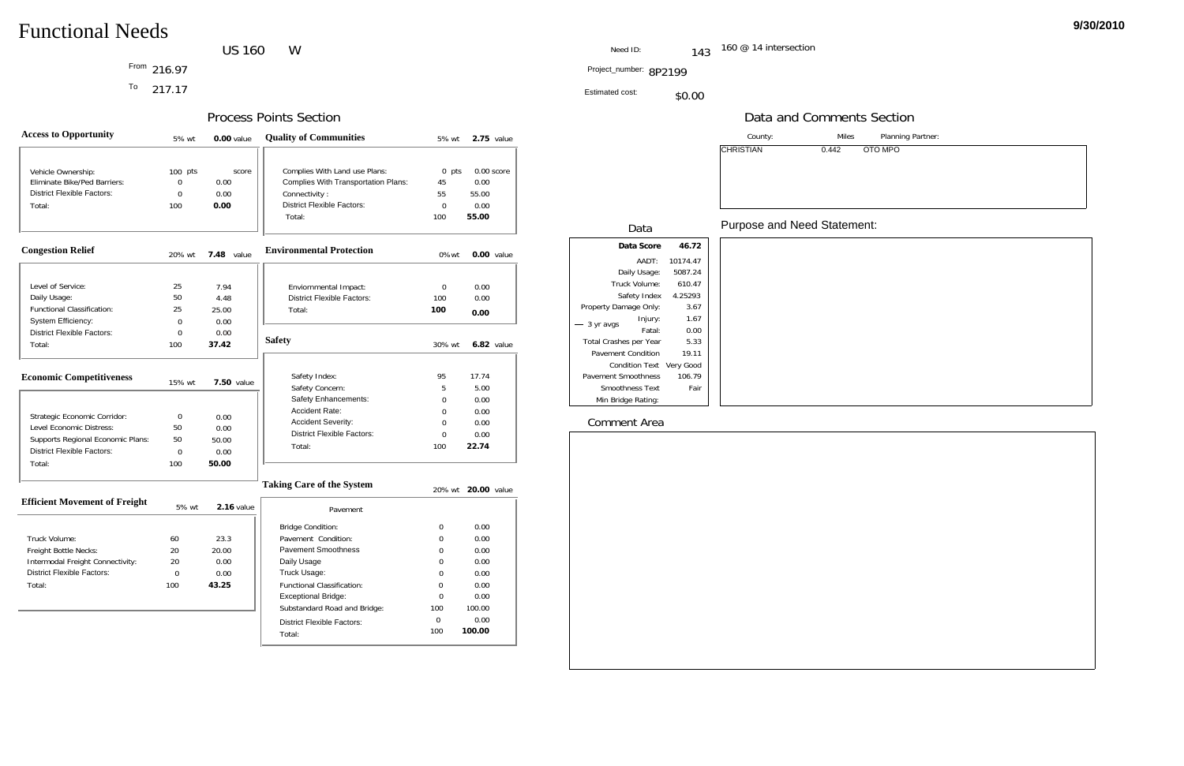# Functional Needs

9/30/2010

US 160 W

From 216.97

To 217.17

Need ID: 143 — 160 @ 14 intersection

Project_number: 8P2199

Estimated cost: $0.00

## Process Points Section

### Access to Opportunity

5% wt — 0.00 value

| | pts | score |
|---|---|---|
| Vehicle Ownership: | 100 | |
| Eliminate Bike/Ped Barriers: | 0 | 0.00 |
| District Flexible Factors: | 0 | 0.00 |
| Total: | 100 | **0.00** |

### Quality of Communities

5% wt — 2.75 value

| | pts | score |
|---|---|---|
| Complies With Land use Plans: | 0 | 0.00 |
| Complies With Transportation Plans: | 45 | 0.00 |
| Connectivity : | 55 | 55.00 |
| District Flexible Factors: | 0 | 0.00 |
| Total: | 100 | **55.00** |

### Congestion Relief

20% wt — 7.48 value

| | | |
|---|---|---|
| Level of Service: | 25 | 7.94 |
| Daily Usage: | 50 | 4.48 |
| Functional Classification: | 25 | 25.00 |
| System Efficiency: | 0 | 0.00 |
| District Flexible Factors: | 0 | 0.00 |
| Total: | 100 | **37.42** |

### Environmental Protection

0% wt — 0.00 value

| | | |
|---|---|---|
| Enviornmental Impact: | 0 | 0.00 |
| District Flexible Factors: | 100 | 0.00 |
| Total: | **100** | **0.00** |

### Safety

30% wt — 6.82 value

| | | |
|---|---|---|
| Safety Index: | 95 | 17.74 |
| Safety Concern: | 5 | 5.00 |
| Safety Enhancements: | 0 | 0.00 |
| Accident Rate: | 0 | 0.00 |
| Accident Severity: | 0 | 0.00 |
| District Flexible Factors: | 0 | 0.00 |
| Total: | 100 | **22.74** |

### Economic Competitiveness

15% wt — 7.50 value

| | | |
|---|---|---|
| Strategic Economic Corridor: | 0 | 0.00 |
| Level Economic Distress: | 50 | 0.00 |
| Supports Regional Economic Plans: | 50 | 50.00 |
| District Flexible Factors: | 0 | 0.00 |
| Total: | 100 | **50.00** |

### Taking Care of the System

20% wt — 20.00 value

Pavement

| | | |
|---|---|---|
| Bridge Condition: | 0 | 0.00 |
| Pavement Condition: | 0 | 0.00 |
| Pavement Smoothness | 0 | 0.00 |
| Daily Usage | 0 | 0.00 |
| Truck Usage: | 0 | 0.00 |
| Functional Classification: | 0 | 0.00 |
| Exceptional Bridge: | 0 | 0.00 |
| Substandard Road and Bridge: | 100 | 100.00 |
| District Flexible Factors: | 0 | 0.00 |
| Total: | 100 | **100.00** |

### Efficient Movement of Freight

5% wt — 2.16 value

| | | |
|---|---|---|
| Truck Volume: | 60 | 23.3 |
| Freight Bottle Necks: | 20 | 20.00 |
| Intermodal Freight Connectivity: | 20 | 0.00 |
| District Flexible Factors: | 0 | 0.00 |
| Total: | 100 | **43.25** |

## Data and Comments Section

| County: | Miles | Planning Partner: |
|---|---|---|
| CHRISTIAN | 0.442 | OTO MPO |

### Data

| | |
|---|---|
| **Data Score** | **46.72** |
| AADT: | 10174.47 |
| Daily Usage: | 5087.24 |
| Truck Volume: | 610.47 |
| Safety Index | 4.25293 |
| Property Damage Only: | 3.67 |
| 3 yr avgs — Injury: | 1.67 |
| 3 yr avgs — Fatal: | 0.00 |
| Total Crashes per Year | 5.33 |
| Pavement Condition | 19.11 |
| Condition Text | Very Good |
| Pavement Smoothness | 106.79 |
| Smoothness Text | Fair |
| Min Bridge Rating: | |

### Purpose and Need Statement:

### Comment Area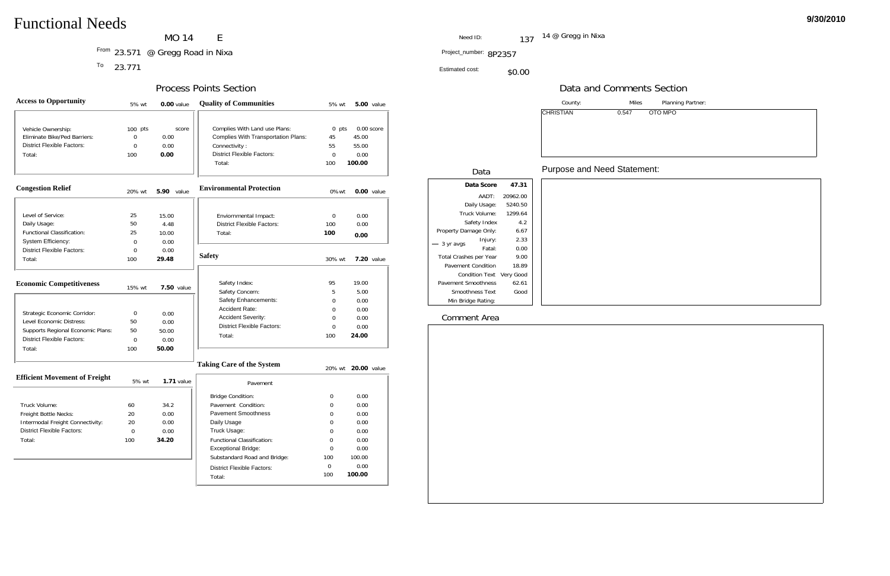# Functional Needs

9/30/2010

MO 14 E

From 23.571 @ Gregg Road in Nixa

To 23.771

Need ID: 137 14 @ Gregg in Nixa

Project_number: 8P2357

Estimated cost: $0.00

## Process Points Section

### Access to Opportunity

5% wt 0.00 value

| | pts | score |
|---|---|---|
| Vehicle Ownership: | 100 | |
| Eliminate Bike/Ped Barriers: | 0 | 0.00 |
| District Flexible Factors: | 0 | 0.00 |
| Total: | 100 | 0.00 |

### Quality of Communities

5% wt 5.00 value

| | pts | score |
|---|---|---|
| Complies With Land use Plans: | 0 | 0.00 |
| Complies With Transportation Plans: | 45 | 45.00 |
| Connectivity : | 55 | 55.00 |
| District Flexible Factors: | 0 | 0.00 |
| Total: | 100 | 100.00 |

### Congestion Relief

20% wt 5.90 value

| | | |
|---|---|---|
| Level of Service: | 25 | 15.00 |
| Daily Usage: | 50 | 4.48 |
| Functional Classification: | 25 | 10.00 |
| System Efficiency: | 0 | 0.00 |
| District Flexible Factors: | 0 | 0.00 |
| Total: | 100 | 29.48 |

### Environmental Protection

0% wt 0.00 value

| | | |
|---|---|---|
| Enviornmental Impact: | 0 | 0.00 |
| District Flexible Factors: | 100 | 0.00 |
| Total: | 100 | 0.00 |

### Economic Competitiveness

15% wt 7.50 value

| | | |
|---|---|---|
| Strategic Economic Corridor: | 0 | 0.00 |
| Level Economic Distress: | 50 | 0.00 |
| Supports Regional Economic Plans: | 50 | 50.00 |
| District Flexible Factors: | 0 | 0.00 |
| Total: | 100 | 50.00 |

### Safety

30% wt 7.20 value

| | | |
|---|---|---|
| Safety Index: | 95 | 19.00 |
| Safety Concern: | 5 | 5.00 |
| Safety Enhancements: | 0 | 0.00 |
| Accident Rate: | 0 | 0.00 |
| Accident Severity: | 0 | 0.00 |
| District Flexible Factors: | 0 | 0.00 |
| Total: | 100 | 24.00 |

### Efficient Movement of Freight

5% wt 1.71 value

| | | |
|---|---|---|
| Truck Volume: | 60 | 34.2 |
| Freight Bottle Necks: | 20 | 0.00 |
| Intermodal Freight Connectivity: | 20 | 0.00 |
| District Flexible Factors: | 0 | 0.00 |
| Total: | 100 | 34.20 |

### Taking Care of the System

20% wt 20.00 value

Pavement

| | | |
|---|---|---|
| Bridge Condition: | 0 | 0.00 |
| Pavement Condition: | 0 | 0.00 |
| Pavement Smoothness | 0 | 0.00 |
| Daily Usage | 0 | 0.00 |
| Truck Usage: | 0 | 0.00 |
| Functional Classification: | 0 | 0.00 |
| Exceptional Bridge: | 0 | 0.00 |
| Substandard Road and Bridge: | 100 | 100.00 |
| District Flexible Factors: | 0 | 0.00 |
| Total: | 100 | 100.00 |

## Data and Comments Section

| County: | Miles | Planning Partner: |
|---|---|---|
| CHRISTIAN | 0.547 | OTO MPO |

### Data

| | |
|---|---|
| Data Score | 47.31 |
| AADT: | 20962.00 |
| Daily Usage: | 5240.50 |
| Truck Volume: | 1299.64 |
| Safety Index | 4.2 |
| Property Damage Only: | 6.67 |
| 3 yr avgs Injury: | 2.33 |
| 3 yr avgs Fatal: | 0.00 |
| Total Crashes per Year | 9.00 |
| Pavement Condition | 18.89 |
| Condition Text | Very Good |
| Pavement Smoothness | 62.61 |
| Smoothness Text | Good |
| Min Bridge Rating: | |

### Purpose and Need Statement:

### Comment Area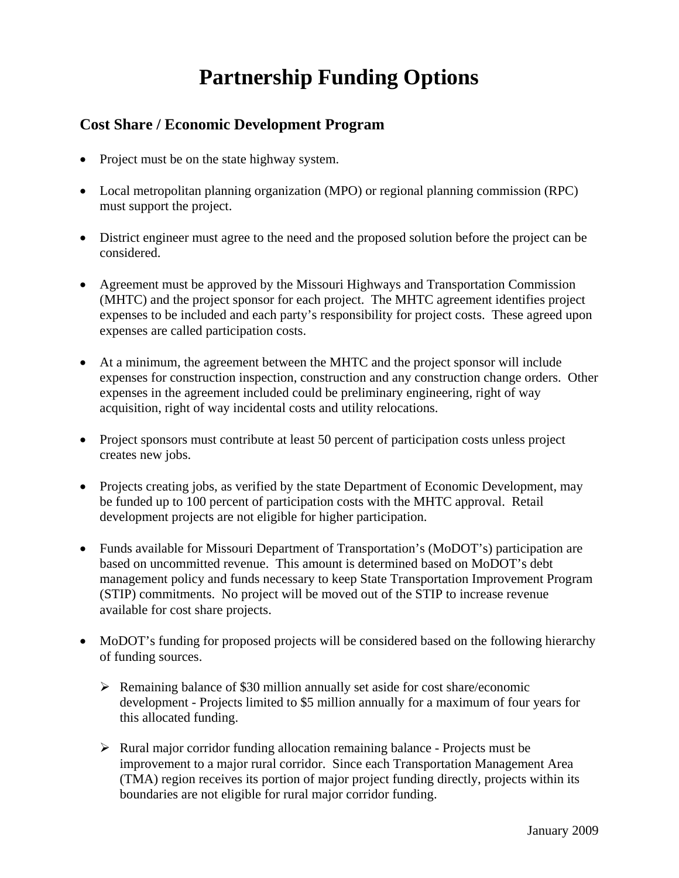# Partnership Funding Options

## Cost Share / Economic Development Program

- Project must be on the state highway system.

- Local metropolitan planning organization (MPO) or regional planning commission (RPC) must support the project.

- District engineer must agree to the need and the proposed solution before the project can be considered.

- Agreement must be approved by the Missouri Highways and Transportation Commission (MHTC) and the project sponsor for each project. The MHTC agreement identifies project expenses to be included and each party's responsibility for project costs. These agreed upon expenses are called participation costs.

- At a minimum, the agreement between the MHTC and the project sponsor will include expenses for construction inspection, construction and any construction change orders. Other expenses in the agreement included could be preliminary engineering, right of way acquisition, right of way incidental costs and utility relocations.

- Project sponsors must contribute at least 50 percent of participation costs unless project creates new jobs.

- Projects creating jobs, as verified by the state Department of Economic Development, may be funded up to 100 percent of participation costs with the MHTC approval. Retail development projects are not eligible for higher participation.

- Funds available for Missouri Department of Transportation's (MoDOT's) participation are based on uncommitted revenue. This amount is determined based on MoDOT's debt management policy and funds necessary to keep State Transportation Improvement Program (STIP) commitments. No project will be moved out of the STIP to increase revenue available for cost share projects.

- MoDOT's funding for proposed projects will be considered based on the following hierarchy of funding sources.

  - Remaining balance of $30 million annually set aside for cost share/economic development - Projects limited to $5 million annually for a maximum of four years for this allocated funding.

  - Rural major corridor funding allocation remaining balance - Projects must be improvement to a major rural corridor. Since each Transportation Management Area (TMA) region receives its portion of major project funding directly, projects within its boundaries are not eligible for rural major corridor funding.

January 2009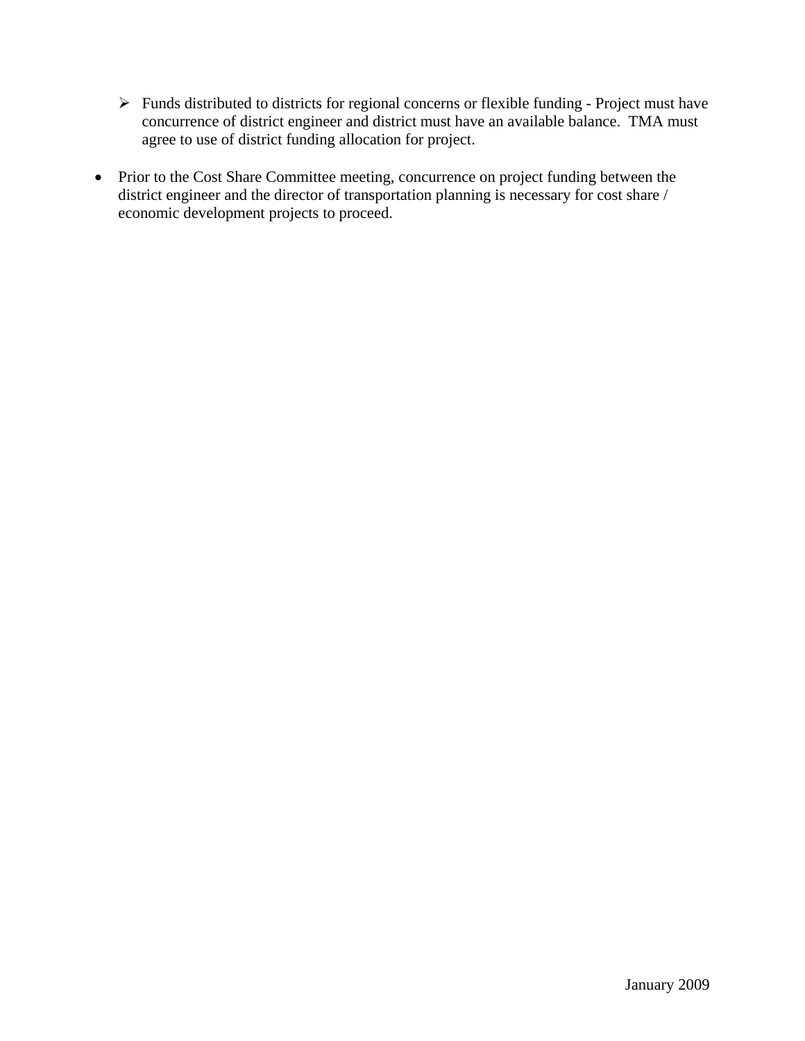- Funds distributed to districts for regional concerns or flexible funding - Project must have concurrence of district engineer and district must have an available balance. TMA must agree to use of district funding allocation for project.

- Prior to the Cost Share Committee meeting, concurrence on project funding between the district engineer and the director of transportation planning is necessary for cost share / economic development projects to proceed.

January 2009